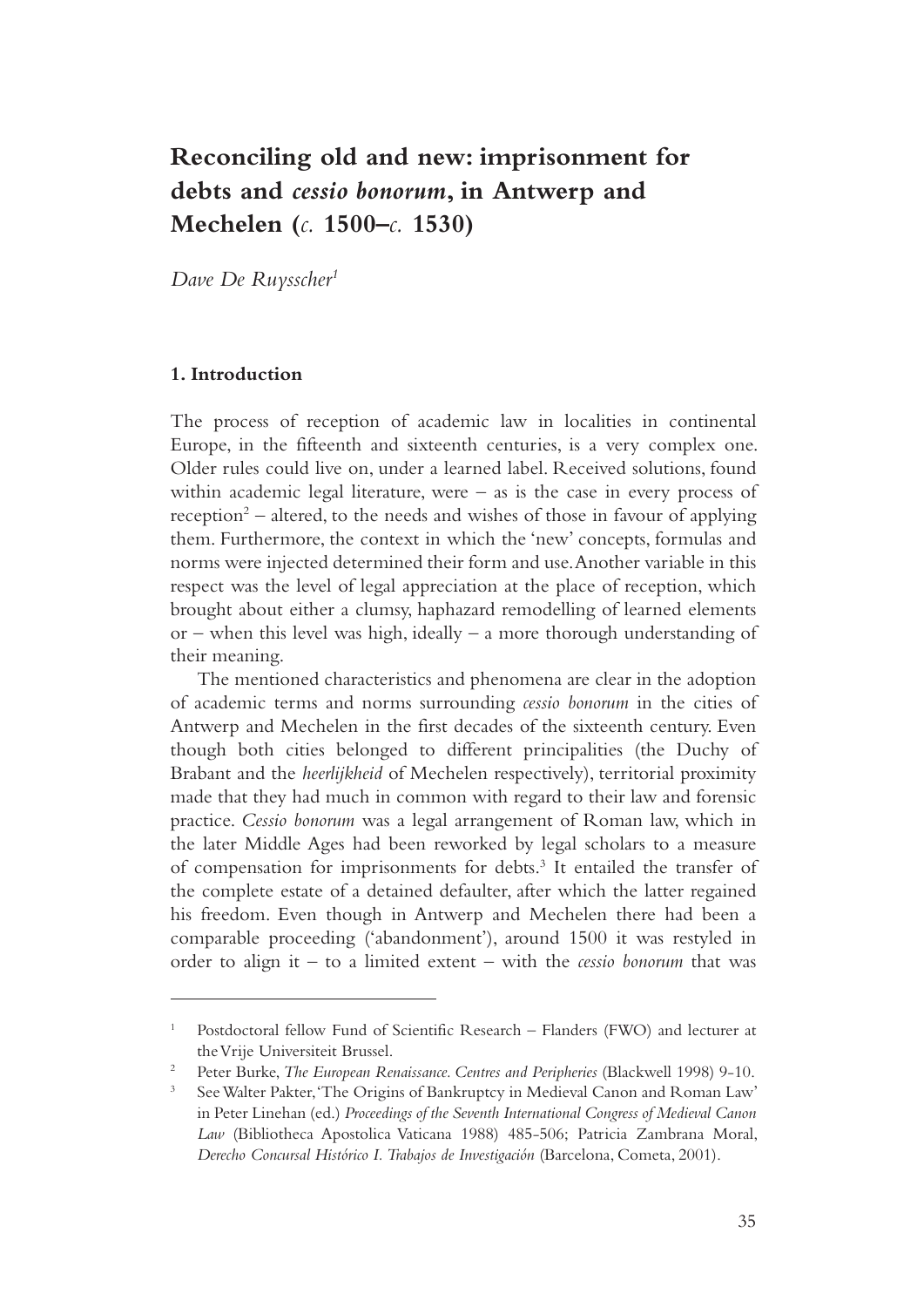# Reconciling old and new: imprisonment for debts and *cessio bonorum*, in Antwerp and Mechelen (*c.* 1500–*c.* 1530)

*Dave De Ruysscher*[1]

## 1. Introduction

The process of reception of academic law in localities in continental Europe, in the fifteenth and sixteenth centuries, is a very complex one. Older rules could live on, under a learned label. Received solutions, found within academic legal literature, were – as is the case in every process of reception[2] – altered, to the needs and wishes of those in favour of applying them. Furthermore, the context in which the 'new' concepts, formulas and norms were injected determined their form and use. Another variable in this respect was the level of legal appreciation at the place of reception, which brought about either a clumsy, haphazard remodelling of learned elements or – when this level was high, ideally – a more thorough understanding of their meaning.

The mentioned characteristics and phenomena are clear in the adoption of academic terms and norms surrounding *cessio bonorum* in the cities of Antwerp and Mechelen in the first decades of the sixteenth century. Even though both cities belonged to different principalities (the Duchy of Brabant and the *heerlijkheid* of Mechelen respectively), territorial proximity made that they had much in common with regard to their law and forensic practice. *Cessio bonorum* was a legal arrangement of Roman law, which in the later Middle Ages had been reworked by legal scholars to a measure of compensation for imprisonments for debts.[3] It entailed the transfer of the complete estate of a detained defaulter, after which the latter regained his freedom. Even though in Antwerp and Mechelen there had been a comparable proceeding ('abandonment'), around 1500 it was restyled in order to align it – to a limited extent – with the *cessio bonorum* that was

---

[1] Postdoctoral fellow Fund of Scientific Research – Flanders (FWO) and lecturer at the Vrije Universiteit Brussel.

[2] Peter Burke, *The European Renaissance. Centres and Peripheries* (Blackwell 1998) 9-10.

[3] See Walter Pakter, 'The Origins of Bankruptcy in Medieval Canon and Roman Law' in Peter Linehan (ed.) *Proceedings of the Seventh International Congress of Medieval Canon Law* (Bibliotheca Apostolica Vaticana 1988) 485-506; Patricia Zambrana Moral, *Derecho Concursal Histórico I. Trabajos de Investigación* (Barcelona, Cometa, 2001).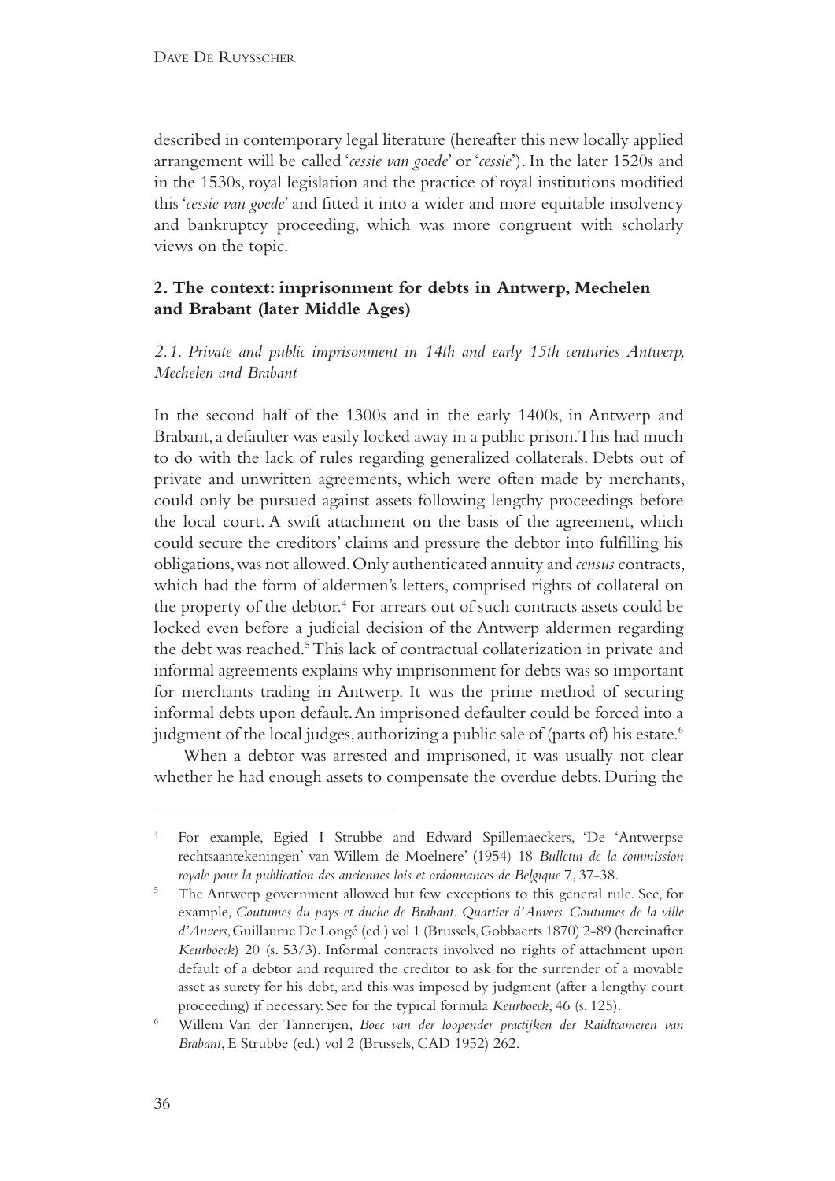described in contemporary legal literature (hereafter this new locally applied arrangement will be called '*cessie van goede*' or '*cessie*'). In the later 1520s and in the 1530s, royal legislation and the practice of royal institutions modified this '*cessie van goede*' and fitted it into a wider and more equitable insolvency and bankruptcy proceeding, which was more congruent with scholarly views on the topic.

## 2. The context: imprisonment for debts in Antwerp, Mechelen and Brabant (later Middle Ages)

### *2.1. Private and public imprisonment in 14th and early 15th centuries Antwerp, Mechelen and Brabant*

In the second half of the 1300s and in the early 1400s, in Antwerp and Brabant, a defaulter was easily locked away in a public prison. This had much to do with the lack of rules regarding generalized collaterals. Debts out of private and unwritten agreements, which were often made by merchants, could only be pursued against assets following lengthy proceedings before the local court. A swift attachment on the basis of the agreement, which could secure the creditors' claims and pressure the debtor into fulfilling his obligations, was not allowed. Only authenticated annuity and *census* contracts, which had the form of aldermen's letters, comprised rights of collateral on the property of the debtor.[4] For arrears out of such contracts assets could be locked even before a judicial decision of the Antwerp aldermen regarding the debt was reached.[5] This lack of contractual collaterization in private and informal agreements explains why imprisonment for debts was so important for merchants trading in Antwerp. It was the prime method of securing informal debts upon default. An imprisoned defaulter could be forced into a judgment of the local judges, authorizing a public sale of (parts of) his estate.[6]

When a debtor was arrested and imprisoned, it was usually not clear whether he had enough assets to compensate the overdue debts. During the

---

[4] For example, Egied I Strubbe and Edward Spillemaeckers, 'De 'Antwerpse rechtsaantekeningen' van Willem de Moelnere' (1954) 18 *Bulletin de la commission royale pour la publication des anciennes lois et ordonnances de Belgique* 7, 37-38.

[5] The Antwerp government allowed but few exceptions to this general rule. See, for example, *Coutumes du pays et duche de Brabant. Quartier d'Anvers. Coutumes de la ville d'Anvers*, Guillaume De Longé (ed.) vol 1 (Brussels, Gobbaerts 1870) 2-89 (hereinafter *Keurboeck*) 20 (s. 53/3). Informal contracts involved no rights of attachment upon default of a debtor and required the creditor to ask for the surrender of a movable asset as surety for his debt, and this was imposed by judgment (after a lengthy court proceeding) if necessary. See for the typical formula *Keurboeck*, 46 (s. 125).

[6] Willem Van der Tannerijen, *Boec van der loopender practijken der Raidtcameren van Brabant*, E Strubbe (ed.) vol 2 (Brussels, CAD 1952) 262.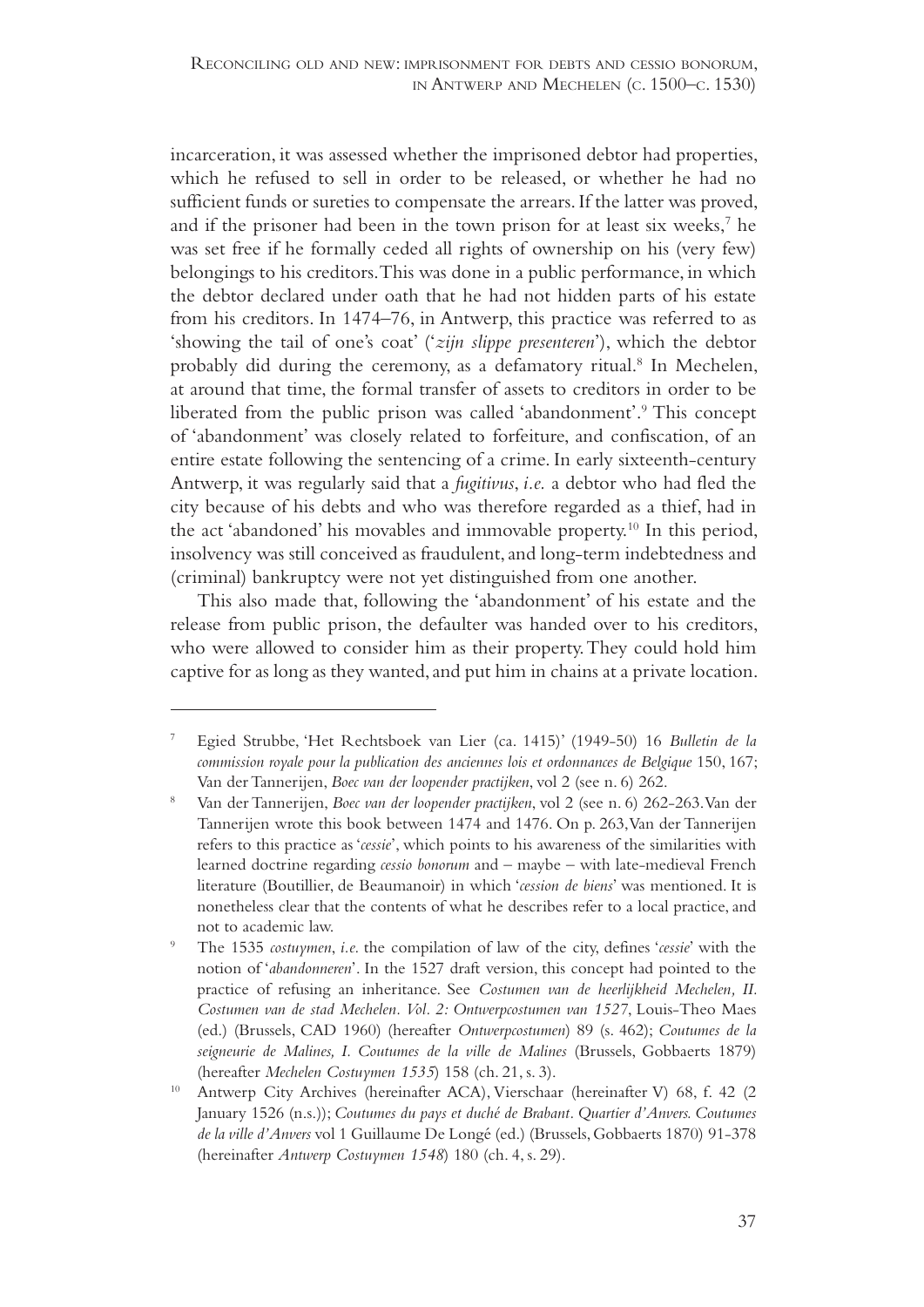incarceration, it was assessed whether the imprisoned debtor had properties, which he refused to sell in order to be released, or whether he had no sufficient funds or sureties to compensate the arrears. If the latter was proved, and if the prisoner had been in the town prison for at least six weeks,[7] he was set free if he formally ceded all rights of ownership on his (very few) belongings to his creditors. This was done in a public performance, in which the debtor declared under oath that he had not hidden parts of his estate from his creditors. In 1474–76, in Antwerp, this practice was referred to as 'showing the tail of one's coat' ('*zijn slippe presenteren*'), which the debtor probably did during the ceremony, as a defamatory ritual.[8] In Mechelen, at around that time, the formal transfer of assets to creditors in order to be liberated from the public prison was called 'abandonment'.[9] This concept of 'abandonment' was closely related to forfeiture, and confiscation, of an entire estate following the sentencing of a crime. In early sixteenth-century Antwerp, it was regularly said that a *fugitivus*, *i.e.* a debtor who had fled the city because of his debts and who was therefore regarded as a thief, had in the act 'abandoned' his movables and immovable property.[10] In this period, insolvency was still conceived as fraudulent, and long-term indebtedness and (criminal) bankruptcy were not yet distinguished from one another.

This also made that, following the 'abandonment' of his estate and the release from public prison, the defaulter was handed over to his creditors, who were allowed to consider him as their property. They could hold him captive for as long as they wanted, and put him in chains at a private location.

---

[7] Egied Strubbe, 'Het Rechtsboek van Lier (ca. 1415)' (1949-50) 16 *Bulletin de la commission royale pour la publication des anciennes lois et ordonnances de Belgique* 150, 167; Van der Tannerijen, *Boec van der loopender practijken*, vol 2 (see n. 6) 262.

[8] Van der Tannerijen, *Boec van der loopender practijken*, vol 2 (see n. 6) 262-263. Van der Tannerijen wrote this book between 1474 and 1476. On p. 263, Van der Tannerijen refers to this practice as '*cessie*', which points to his awareness of the similarities with learned doctrine regarding *cessio bonorum* and – maybe – with late-medieval French literature (Boutillier, de Beaumanoir) in which '*cession de biens*' was mentioned. It is nonetheless clear that the contents of what he describes refer to a local practice, and not to academic law.

[9] The 1535 *costuymen*, *i.e.* the compilation of law of the city, defines '*cessie*' with the notion of '*abandonneren*'. In the 1527 draft version, this concept had pointed to the practice of refusing an inheritance. See *Costumen van de heerlijkheid Mechelen, II. Costumen van de stad Mechelen. Vol. 2: Ontwerpcostumen van 1527*, Louis-Theo Maes (ed.) (Brussels, CAD 1960) (hereafter *Ontwerpcostumen*) 89 (s. 462); *Coutumes de la seigneurie de Malines, I. Coutumes de la ville de Malines* (Brussels, Gobbaerts 1879) (hereafter *Mechelen Costuymen 1535*) 158 (ch. 21, s. 3).

[10] Antwerp City Archives (hereinafter ACA), Vierschaar (hereinafter V) 68, f. 42 (2 January 1526 (n.s.)); *Coutumes du pays et duché de Brabant. Quartier d'Anvers. Coutumes de la ville d'Anvers* vol 1 Guillaume De Longé (ed.) (Brussels, Gobbaerts 1870) 91-378 (hereinafter *Antwerp Costuymen 1548*) 180 (ch. 4, s. 29).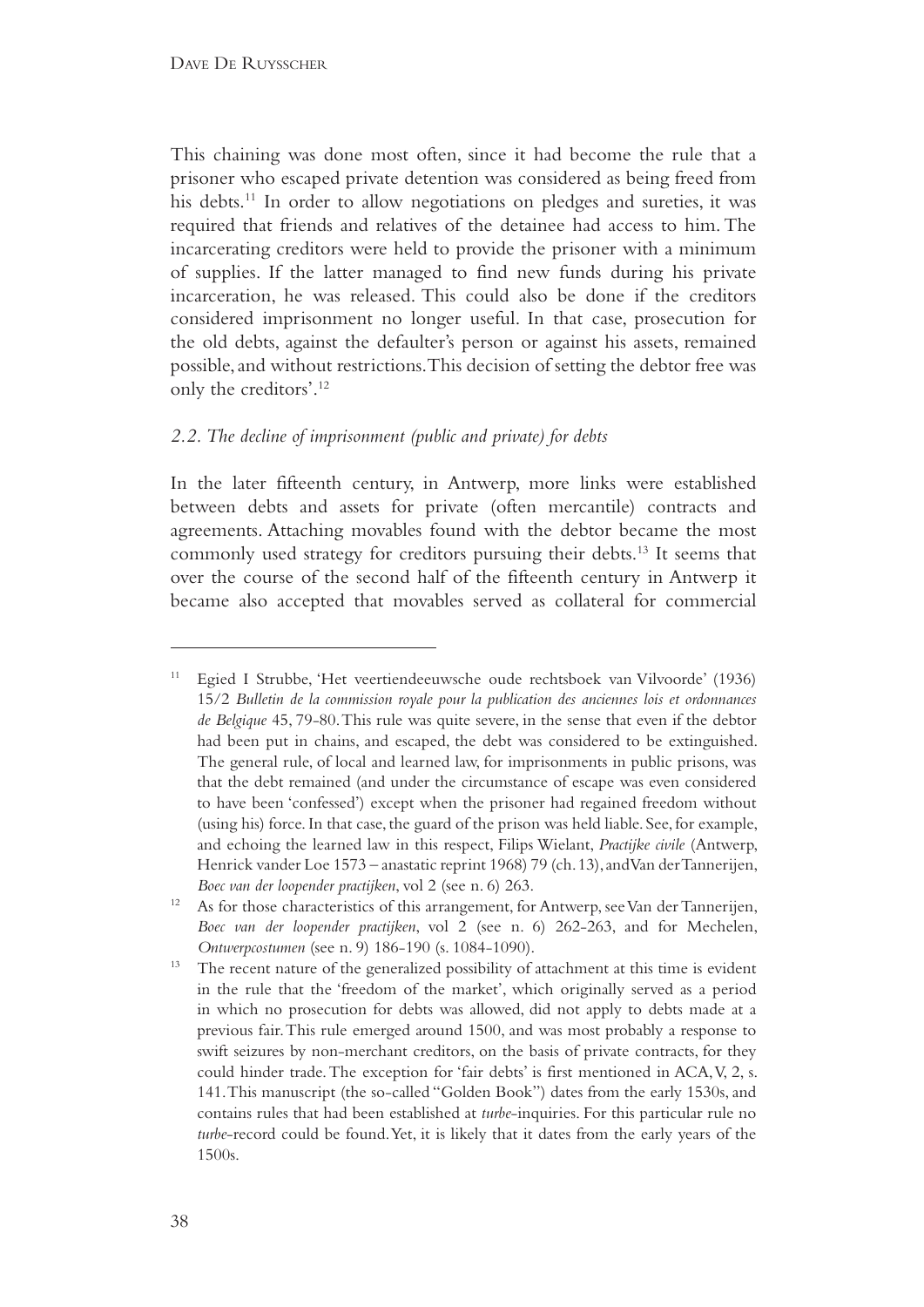This chaining was done most often, since it had become the rule that a prisoner who escaped private detention was considered as being freed from his debts.[11] In order to allow negotiations on pledges and sureties, it was required that friends and relatives of the detainee had access to him. The incarcerating creditors were held to provide the prisoner with a minimum of supplies. If the latter managed to find new funds during his private incarceration, he was released. This could also be done if the creditors considered imprisonment no longer useful. In that case, prosecution for the old debts, against the defaulter's person or against his assets, remained possible, and without restrictions. This decision of setting the debtor free was only the creditors'.[12]

### *2.2. The decline of imprisonment (public and private) for debts*

In the later fifteenth century, in Antwerp, more links were established between debts and assets for private (often mercantile) contracts and agreements. Attaching movables found with the debtor became the most commonly used strategy for creditors pursuing their debts.[13] It seems that over the course of the second half of the fifteenth century in Antwerp it became also accepted that movables served as collateral for commercial

---

[11] Egied I Strubbe, 'Het veertiendeeuwsche oude rechtsboek van Vilvoorde' (1936) 15/2 *Bulletin de la commission royale pour la publication des anciennes lois et ordonnances de Belgique* 45, 79-80. This rule was quite severe, in the sense that even if the debtor had been put in chains, and escaped, the debt was considered to be extinguished. The general rule, of local and learned law, for imprisonments in public prisons, was that the debt remained (and under the circumstance of escape was even considered to have been 'confessed') except when the prisoner had regained freedom without (using his) force. In that case, the guard of the prison was held liable. See, for example, and echoing the learned law in this respect, Filips Wielant, *Practijke civile* (Antwerp, Henrick vander Loe 1573 – anastatic reprint 1968) 79 (ch. 13), and Van der Tannerijen, *Boec van der loopender practijken*, vol 2 (see n. 6) 263.

[12] As for those characteristics of this arrangement, for Antwerp, see Van der Tannerijen, *Boec van der loopender practijken*, vol 2 (see n. 6) 262-263, and for Mechelen, *Ontwerpcostumen* (see n. 9) 186-190 (s. 1084-1090).

[13] The recent nature of the generalized possibility of attachment at this time is evident in the rule that the 'freedom of the market', which originally served as a period in which no prosecution for debts was allowed, did not apply to debts made at a previous fair. This rule emerged around 1500, and was most probably a response to swift seizures by non-merchant creditors, on the basis of private contracts, for they could hinder trade. The exception for 'fair debts' is first mentioned in ACA, V, 2, s. 141. This manuscript (the so-called "Golden Book") dates from the early 1530s, and contains rules that had been established at *turbe*-inquiries. For this particular rule no *turbe*-record could be found. Yet, it is likely that it dates from the early years of the 1500s.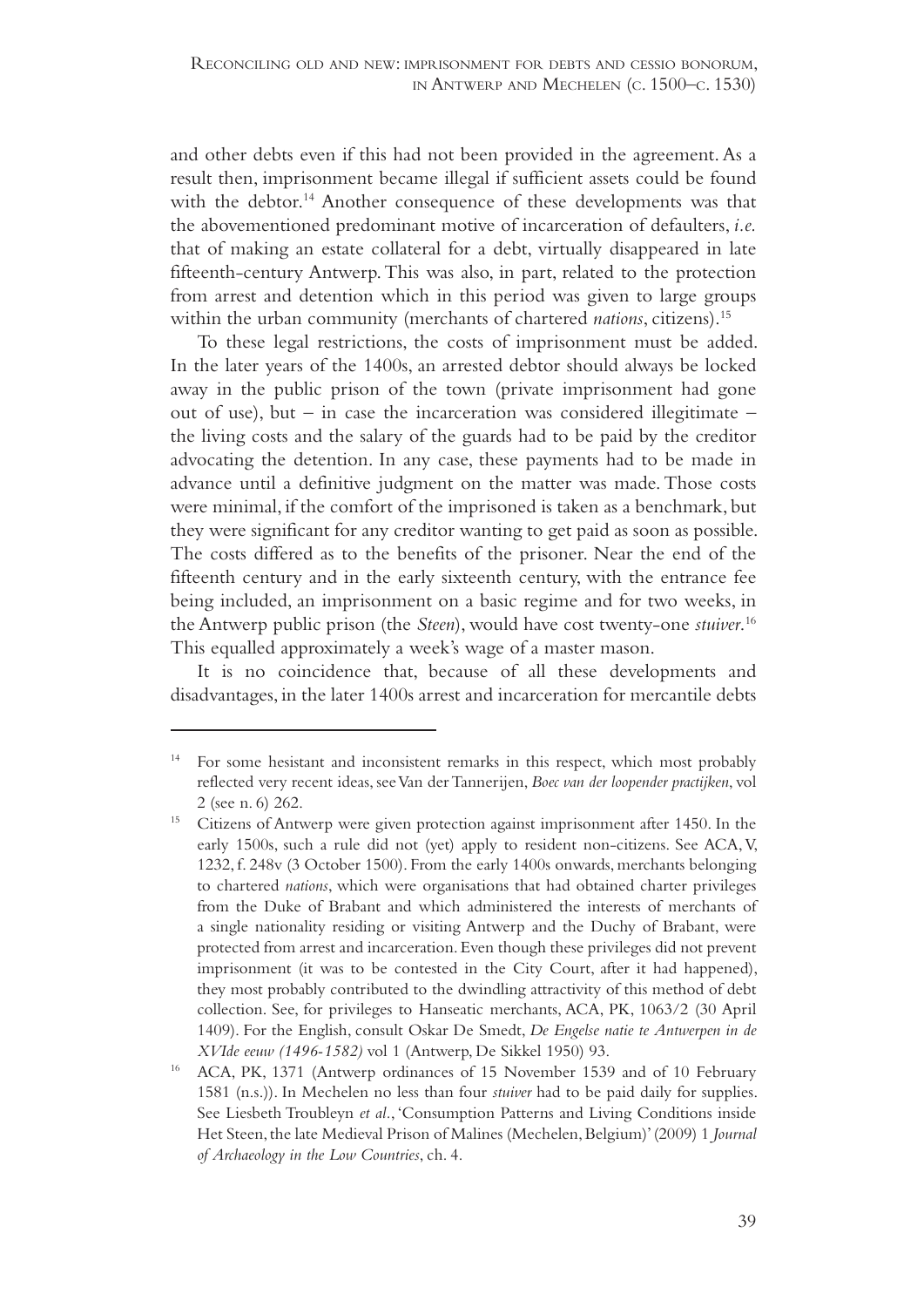and other debts even if this had not been provided in the agreement. As a result then, imprisonment became illegal if sufficient assets could be found with the debtor.[14] Another consequence of these developments was that the abovementioned predominant motive of incarceration of defaulters, *i.e.* that of making an estate collateral for a debt, virtually disappeared in late fifteenth-century Antwerp. This was also, in part, related to the protection from arrest and detention which in this period was given to large groups within the urban community (merchants of chartered *nations*, citizens).[15]

To these legal restrictions, the costs of imprisonment must be added. In the later years of the 1400s, an arrested debtor should always be locked away in the public prison of the town (private imprisonment had gone out of use), but – in case the incarceration was considered illegitimate – the living costs and the salary of the guards had to be paid by the creditor advocating the detention. In any case, these payments had to be made in advance until a definitive judgment on the matter was made. Those costs were minimal, if the comfort of the imprisoned is taken as a benchmark, but they were significant for any creditor wanting to get paid as soon as possible. The costs differed as to the benefits of the prisoner. Near the end of the fifteenth century and in the early sixteenth century, with the entrance fee being included, an imprisonment on a basic regime and for two weeks, in the Antwerp public prison (the *Steen*), would have cost twenty-one *stuiver*.[16] This equalled approximately a week's wage of a master mason.

It is no coincidence that, because of all these developments and disadvantages, in the later 1400s arrest and incarceration for mercantile debts

---

[14] For some hesitant and inconsistent remarks in this respect, which most probably reflected very recent ideas, see Van der Tannerijen, *Boec van der loopender practijken*, vol 2 (see n. 6) 262.

[15] Citizens of Antwerp were given protection against imprisonment after 1450. In the early 1500s, such a rule did not (yet) apply to resident non-citizens. See ACA, V, 1232, f. 248v (3 October 1500). From the early 1400s onwards, merchants belonging to chartered *nations*, which were organisations that had obtained charter privileges from the Duke of Brabant and which administered the interests of merchants of a single nationality residing or visiting Antwerp and the Duchy of Brabant, were protected from arrest and incarceration. Even though these privileges did not prevent imprisonment (it was to be contested in the City Court, after it had happened), they most probably contributed to the dwindling attractivity of this method of debt collection. See, for privileges to Hanseatic merchants, ACA, PK, 1063/2 (30 April 1409). For the English, consult Oskar De Smedt, *De Engelse natie te Antwerpen in de XVIde eeuw (1496-1582)* vol 1 (Antwerp, De Sikkel 1950) 93.

[16] ACA, PK, 1371 (Antwerp ordinances of 15 November 1539 and of 10 February 1581 (n.s.)). In Mechelen no less than four *stuiver* had to be paid daily for supplies. See Liesbeth Troubleyn *et al.*, 'Consumption Patterns and Living Conditions inside Het Steen, the late Medieval Prison of Malines (Mechelen, Belgium)' (2009) 1 *Journal of Archaeology in the Low Countries*, ch. 4.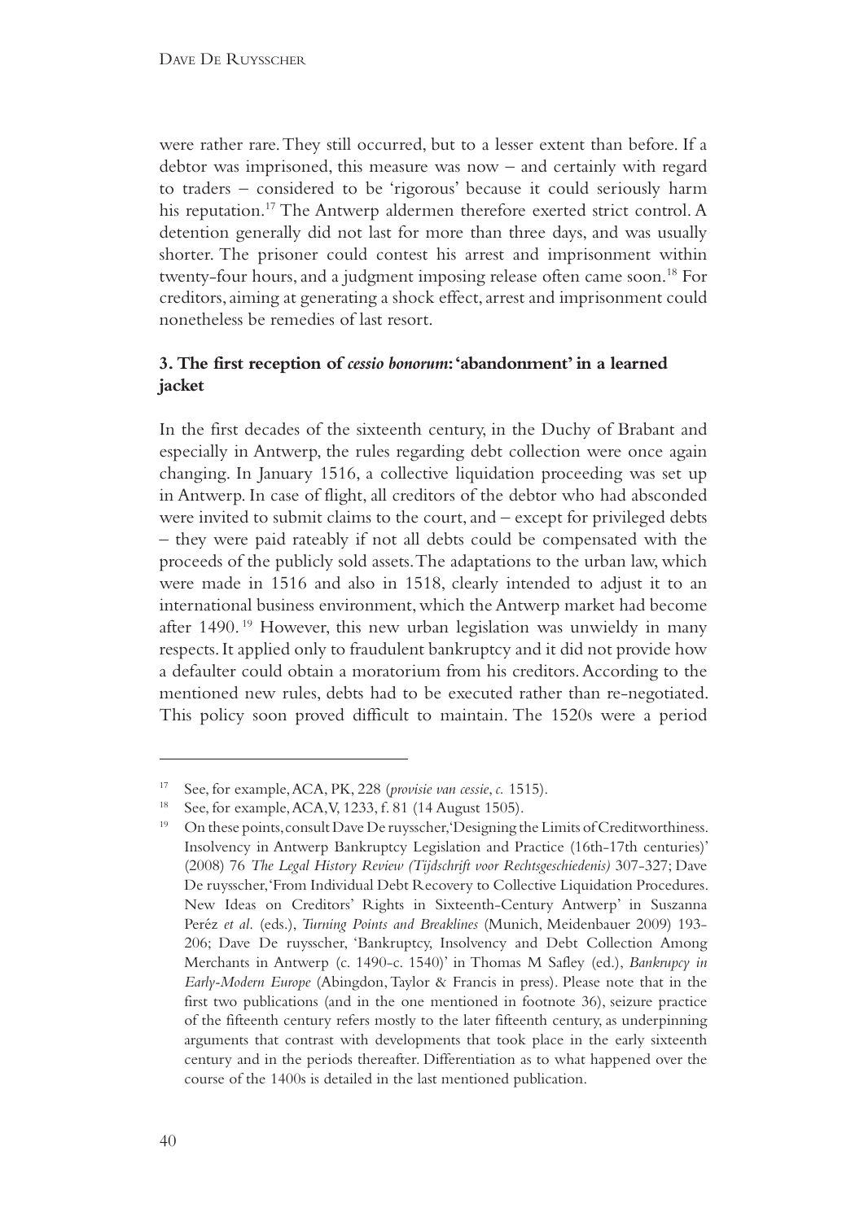were rather rare. They still occurred, but to a lesser extent than before. If a debtor was imprisoned, this measure was now – and certainly with regard to traders – considered to be 'rigorous' because it could seriously harm his reputation.[17] The Antwerp aldermen therefore exerted strict control. A detention generally did not last for more than three days, and was usually shorter. The prisoner could contest his arrest and imprisonment within twenty-four hours, and a judgment imposing release often came soon.[18] For creditors, aiming at generating a shock effect, arrest and imprisonment could nonetheless be remedies of last resort.

### 3. The first reception of *cessio bonorum*: 'abandonment' in a learned jacket

In the first decades of the sixteenth century, in the Duchy of Brabant and especially in Antwerp, the rules regarding debt collection were once again changing. In January 1516, a collective liquidation proceeding was set up in Antwerp. In case of flight, all creditors of the debtor who had absconded were invited to submit claims to the court, and – except for privileged debts – they were paid rateably if not all debts could be compensated with the proceeds of the publicly sold assets. The adaptations to the urban law, which were made in 1516 and also in 1518, clearly intended to adjust it to an international business environment, which the Antwerp market had become after 1490.[19] However, this new urban legislation was unwieldy in many respects. It applied only to fraudulent bankruptcy and it did not provide how a defaulter could obtain a moratorium from his creditors. According to the mentioned new rules, debts had to be executed rather than re-negotiated. This policy soon proved difficult to maintain. The 1520s were a period

---

[17] See, for example, ACA, PK, 228 (*provisie van cessie*, *c.* 1515).

[18] See, for example, ACA, V, 1233, f. 81 (14 August 1505).

[19] On these points, consult Dave De ruysscher, 'Designing the Limits of Creditworthiness. Insolvency in Antwerp Bankruptcy Legislation and Practice (16th-17th centuries)' (2008) 76 *The Legal History Review (Tijdschrift voor Rechtsgeschiedenis)* 307-327; Dave De ruysscher, 'From Individual Debt Recovery to Collective Liquidation Procedures. New Ideas on Creditors' Rights in Sixteenth-Century Antwerp' in Suszanna Peréz *et al.* (eds.), *Turning Points and Breaklines* (Munich, Meidenbauer 2009) 193-206; Dave De ruysscher, 'Bankruptcy, Insolvency and Debt Collection Among Merchants in Antwerp (c. 1490-c. 1540)' in Thomas M Safley (ed.), *Bankrupcy in Early-Modern Europe* (Abingdon, Taylor & Francis in press). Please note that in the first two publications (and in the one mentioned in footnote 36), seizure practice of the fifteenth century refers mostly to the later fifteenth century, as underpinning arguments that contrast with developments that took place in the early sixteenth century and in the periods thereafter. Differentiation as to what happened over the course of the 1400s is detailed in the last mentioned publication.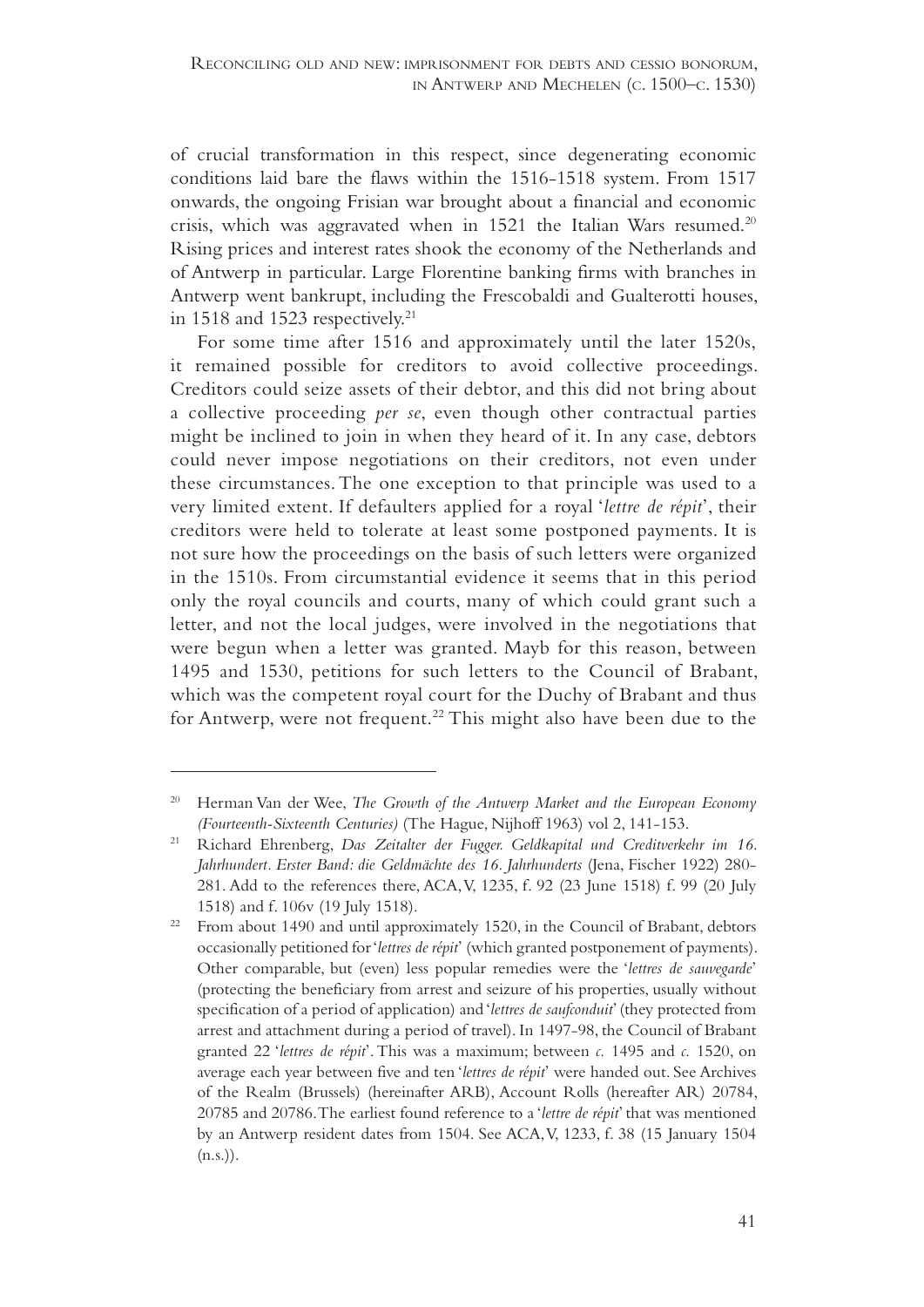of crucial transformation in this respect, since degenerating economic conditions laid bare the flaws within the 1516-1518 system. From 1517 onwards, the ongoing Frisian war brought about a financial and economic crisis, which was aggravated when in 1521 the Italian Wars resumed.[20] Rising prices and interest rates shook the economy of the Netherlands and of Antwerp in particular. Large Florentine banking firms with branches in Antwerp went bankrupt, including the Frescobaldi and Gualterotti houses, in 1518 and 1523 respectively.[21]

For some time after 1516 and approximately until the later 1520s, it remained possible for creditors to avoid collective proceedings. Creditors could seize assets of their debtor, and this did not bring about a collective proceeding *per se*, even though other contractual parties might be inclined to join in when they heard of it. In any case, debtors could never impose negotiations on their creditors, not even under these circumstances. The one exception to that principle was used to a very limited extent. If defaulters applied for a royal '*lettre de répit*', their creditors were held to tolerate at least some postponed payments. It is not sure how the proceedings on the basis of such letters were organized in the 1510s. From circumstantial evidence it seems that in this period only the royal councils and courts, many of which could grant such a letter, and not the local judges, were involved in the negotiations that were begun when a letter was granted. Mayb for this reason, between 1495 and 1530, petitions for such letters to the Council of Brabant, which was the competent royal court for the Duchy of Brabant and thus for Antwerp, were not frequent.[22] This might also have been due to the

---

[20] Herman Van der Wee, *The Growth of the Antwerp Market and the European Economy (Fourteenth-Sixteenth Centuries)* (The Hague, Nijhoff 1963) vol 2, 141-153.

[21] Richard Ehrenberg, *Das Zeitalter der Fugger. Geldkapital und Creditverkehr im 16. Jahrhundert. Erster Band: die Geldmächte des 16. Jahrhunderts* (Jena, Fischer 1922) 280-281. Add to the references there, ACA, V, 1235, f. 92 (23 June 1518) f. 99 (20 July 1518) and f. 106v (19 July 1518).

[22] From about 1490 and until approximately 1520, in the Council of Brabant, debtors occasionally petitioned for '*lettres de répit*' (which granted postponement of payments). Other comparable, but (even) less popular remedies were the '*lettres de sauvegarde*' (protecting the beneficiary from arrest and seizure of his properties, usually without specification of a period of application) and '*lettres de saufconduit*' (they protected from arrest and attachment during a period of travel). In 1497-98, the Council of Brabant granted 22 '*lettres de répit*'. This was a maximum; between *c.* 1495 and *c.* 1520, on average each year between five and ten '*lettres de répit*' were handed out. See Archives of the Realm (Brussels) (hereinafter ARB), Account Rolls (hereafter AR) 20784, 20785 and 20786. The earliest found reference to a '*lettre de répit*' that was mentioned by an Antwerp resident dates from 1504. See ACA, V, 1233, f. 38 (15 January 1504 (n.s.)).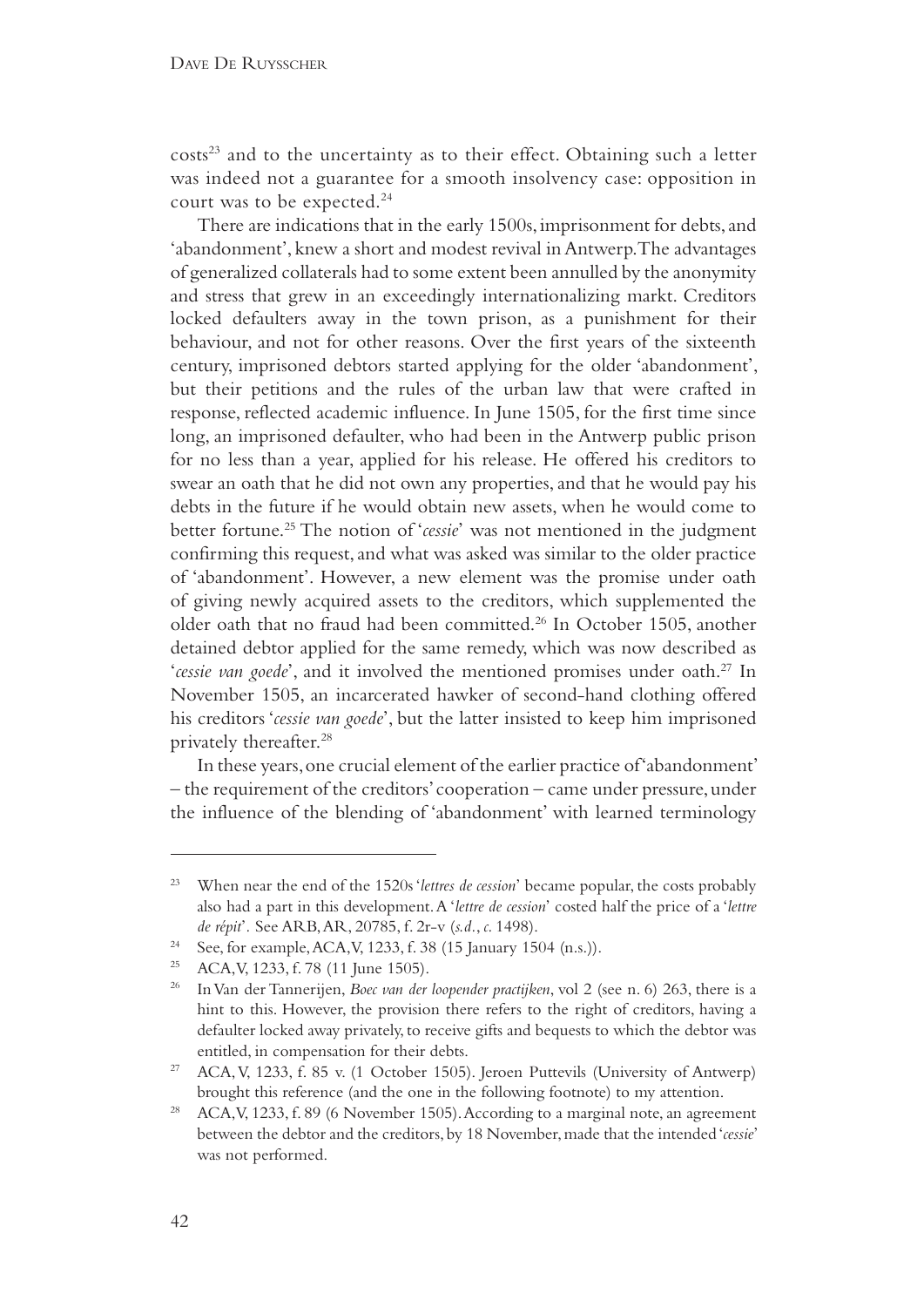costs[23] and to the uncertainty as to their effect. Obtaining such a letter was indeed not a guarantee for a smooth insolvency case: opposition in court was to be expected.[24]

There are indications that in the early 1500s, imprisonment for debts, and 'abandonment', knew a short and modest revival in Antwerp. The advantages of generalized collaterals had to some extent been annulled by the anonymity and stress that grew in an exceedingly internationalizing markt. Creditors locked defaulters away in the town prison, as a punishment for their behaviour, and not for other reasons. Over the first years of the sixteenth century, imprisoned debtors started applying for the older 'abandonment', but their petitions and the rules of the urban law that were crafted in response, reflected academic influence. In June 1505, for the first time since long, an imprisoned defaulter, who had been in the Antwerp public prison for no less than a year, applied for his release. He offered his creditors to swear an oath that he did not own any properties, and that he would pay his debts in the future if he would obtain new assets, when he would come to better fortune.[25] The notion of '*cessie*' was not mentioned in the judgment confirming this request, and what was asked was similar to the older practice of 'abandonment'. However, a new element was the promise under oath of giving newly acquired assets to the creditors, which supplemented the older oath that no fraud had been committed.[26] In October 1505, another detained debtor applied for the same remedy, which was now described as '*cessie van goede*', and it involved the mentioned promises under oath.[27] In November 1505, an incarcerated hawker of second-hand clothing offered his creditors '*cessie van goede*', but the latter insisted to keep him imprisoned privately thereafter.[28]

In these years, one crucial element of the earlier practice of 'abandonment' – the requirement of the creditors' cooperation – came under pressure, under the influence of the blending of 'abandonment' with learned terminology

---

[23] When near the end of the 1520s '*lettres de cession*' became popular, the costs probably also had a part in this development. A '*lettre de cession*' costed half the price of a '*lettre de répit*'. See ARB, AR, 20785, f. 2r-v (*s.d.*, *c.* 1498).

[24] See, for example, ACA, V, 1233, f. 38 (15 January 1504 (n.s.)).

[25] ACA, V, 1233, f. 78 (11 June 1505).

[26] In Van der Tannerijen, *Boec van der loopender practijken*, vol 2 (see n. 6) 263, there is a hint to this. However, the provision there refers to the right of creditors, having a defaulter locked away privately, to receive gifts and bequests to which the debtor was entitled, in compensation for their debts.

[27] ACA, V, 1233, f. 85 v. (1 October 1505). Jeroen Puttevils (University of Antwerp) brought this reference (and the one in the following footnote) to my attention.

[28] ACA, V, 1233, f. 89 (6 November 1505). According to a marginal note, an agreement between the debtor and the creditors, by 18 November, made that the intended '*cessie*' was not performed.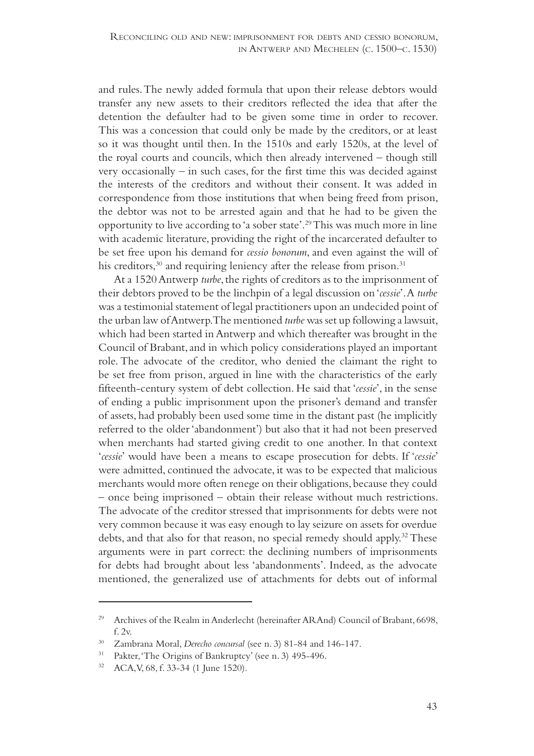and rules. The newly added formula that upon their release debtors would transfer any new assets to their creditors reflected the idea that after the detention the defaulter had to be given some time in order to recover. This was a concession that could only be made by the creditors, or at least so it was thought until then. In the 1510s and early 1520s, at the level of the royal courts and councils, which then already intervened – though still very occasionally – in such cases, for the first time this was decided against the interests of the creditors and without their consent. It was added in correspondence from those institutions that when being freed from prison, the debtor was not to be arrested again and that he had to be given the opportunity to live according to 'a sober state'.[29] This was much more in line with academic literature, providing the right of the incarcerated defaulter to be set free upon his demand for *cessio bonorum*, and even against the will of his creditors,[30] and requiring leniency after the release from prison.[31]

At a 1520 Antwerp *turbe*, the rights of creditors as to the imprisonment of their debtors proved to be the linchpin of a legal discussion on '*cessie*'. A *turbe* was a testimonial statement of legal practitioners upon an undecided point of the urban law of Antwerp. The mentioned *turbe* was set up following a lawsuit, which had been started in Antwerp and which thereafter was brought in the Council of Brabant, and in which policy considerations played an important role. The advocate of the creditor, who denied the claimant the right to be set free from prison, argued in line with the characteristics of the early fifteenth-century system of debt collection. He said that '*cessie*', in the sense of ending a public imprisonment upon the prisoner's demand and transfer of assets, had probably been used some time in the distant past (he implicitly referred to the older 'abandonment') but also that it had not been preserved when merchants had started giving credit to one another. In that context '*cessie*' would have been a means to escape prosecution for debts. If '*cessie*' were admitted, continued the advocate, it was to be expected that malicious merchants would more often renege on their obligations, because they could – once being imprisoned – obtain their release without much restrictions. The advocate of the creditor stressed that imprisonments for debts were not very common because it was easy enough to lay seizure on assets for overdue debts, and that also for that reason, no special remedy should apply.[32] These arguments were in part correct: the declining numbers of imprisonments for debts had brought about less 'abandonments'. Indeed, as the advocate mentioned, the generalized use of attachments for debts out of informal

---

[29] Archives of the Realm in Anderlecht (hereinafter ARAnd) Council of Brabant, 6698, f. 2v.

[30] Zambrana Moral, *Derecho concursal* (see n. 3) 81-84 and 146-147.

[31] Pakter, 'The Origins of Bankruptcy' (see n. 3) 495-496.

[32] ACA, V, 68, f. 33-34 (1 June 1520).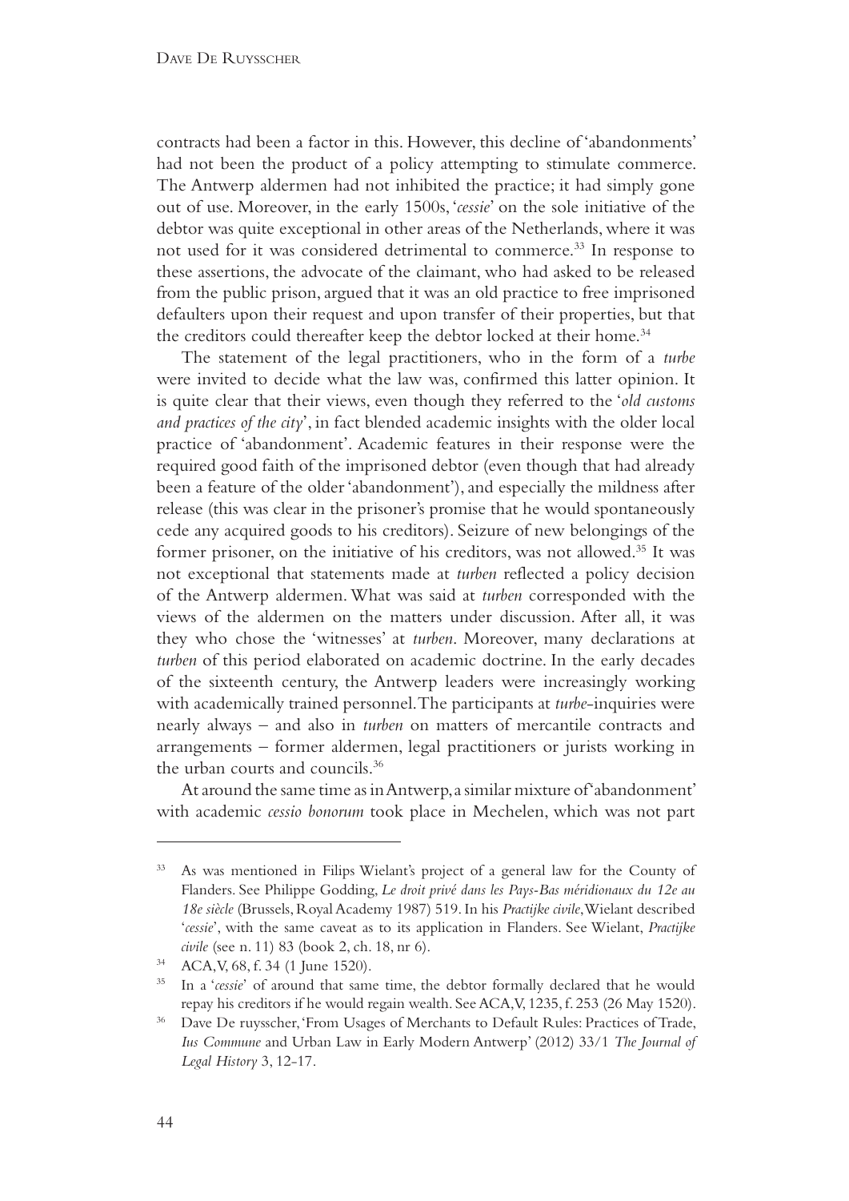contracts had been a factor in this. However, this decline of 'abandonments' had not been the product of a policy attempting to stimulate commerce. The Antwerp aldermen had not inhibited the practice; it had simply gone out of use. Moreover, in the early 1500s, '*cessie*' on the sole initiative of the debtor was quite exceptional in other areas of the Netherlands, where it was not used for it was considered detrimental to commerce.[33] In response to these assertions, the advocate of the claimant, who had asked to be released from the public prison, argued that it was an old practice to free imprisoned defaulters upon their request and upon transfer of their properties, but that the creditors could thereafter keep the debtor locked at their home.[34]

The statement of the legal practitioners, who in the form of a *turbe* were invited to decide what the law was, confirmed this latter opinion. It is quite clear that their views, even though they referred to the '*old customs and practices of the city*', in fact blended academic insights with the older local practice of 'abandonment'. Academic features in their response were the required good faith of the imprisoned debtor (even though that had already been a feature of the older 'abandonment'), and especially the mildness after release (this was clear in the prisoner's promise that he would spontaneously cede any acquired goods to his creditors). Seizure of new belongings of the former prisoner, on the initiative of his creditors, was not allowed.[35] It was not exceptional that statements made at *turben* reflected a policy decision of the Antwerp aldermen. What was said at *turben* corresponded with the views of the aldermen on the matters under discussion. After all, it was they who chose the 'witnesses' at *turben*. Moreover, many declarations at *turben* of this period elaborated on academic doctrine. In the early decades of the sixteenth century, the Antwerp leaders were increasingly working with academically trained personnel. The participants at *turbe*-inquiries were nearly always – and also in *turben* on matters of mercantile contracts and arrangements – former aldermen, legal practitioners or jurists working in the urban courts and councils.[36]

At around the same time as in Antwerp, a similar mixture of 'abandonment' with academic *cessio bonorum* took place in Mechelen, which was not part

---

[33] As was mentioned in Filips Wielant's project of a general law for the County of Flanders. See Philippe Godding, *Le droit privé dans les Pays-Bas méridionaux du 12e au 18e siècle* (Brussels, Royal Academy 1987) 519. In his *Practijke civile*, Wielant described '*cessie*', with the same caveat as to its application in Flanders. See Wielant, *Practijke civile* (see n. 11) 83 (book 2, ch. 18, nr 6).

[34] ACA, V, 68, f. 34 (1 June 1520).

[35] In a '*cessie*' of around that same time, the debtor formally declared that he would repay his creditors if he would regain wealth. See ACA, V, 1235, f. 253 (26 May 1520).

[36] Dave De ruysscher, 'From Usages of Merchants to Default Rules: Practices of Trade, *Ius Commune* and Urban Law in Early Modern Antwerp' (2012) 33/1 *The Journal of Legal History* 3, 12-17.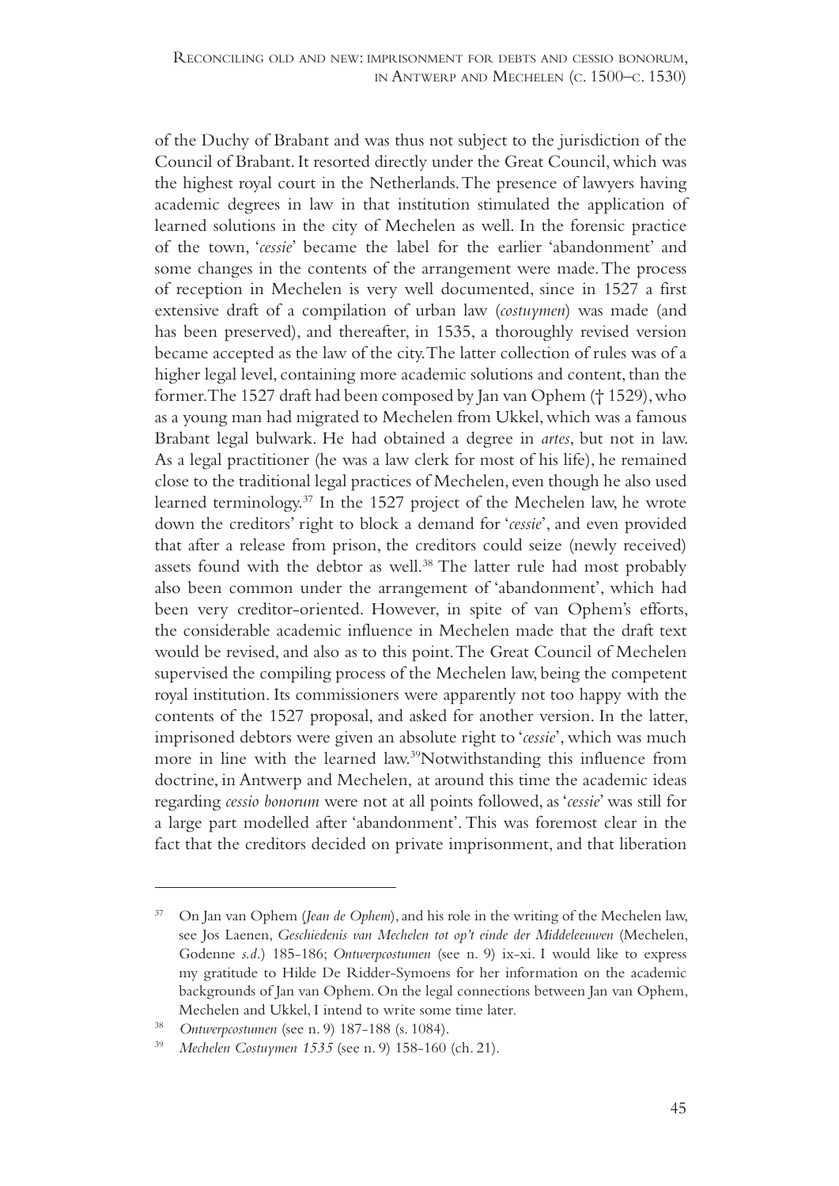of the Duchy of Brabant and was thus not subject to the jurisdiction of the Council of Brabant. It resorted directly under the Great Council, which was the highest royal court in the Netherlands. The presence of lawyers having academic degrees in law in that institution stimulated the application of learned solutions in the city of Mechelen as well. In the forensic practice of the town, '*cessie*' became the label for the earlier 'abandonment' and some changes in the contents of the arrangement were made. The process of reception in Mechelen is very well documented, since in 1527 a first extensive draft of a compilation of urban law (*costuymen*) was made (and has been preserved), and thereafter, in 1535, a thoroughly revised version became accepted as the law of the city. The latter collection of rules was of a higher legal level, containing more academic solutions and content, than the former. The 1527 draft had been composed by Jan van Ophem († 1529), who as a young man had migrated to Mechelen from Ukkel, which was a famous Brabant legal bulwark. He had obtained a degree in *artes*, but not in law. As a legal practitioner (he was a law clerk for most of his life), he remained close to the traditional legal practices of Mechelen, even though he also used learned terminology.[37] In the 1527 project of the Mechelen law, he wrote down the creditors' right to block a demand for '*cessie*', and even provided that after a release from prison, the creditors could seize (newly received) assets found with the debtor as well.[38] The latter rule had most probably also been common under the arrangement of 'abandonment', which had been very creditor-oriented. However, in spite of van Ophem's efforts, the considerable academic influence in Mechelen made that the draft text would be revised, and also as to this point. The Great Council of Mechelen supervised the compiling process of the Mechelen law, being the competent royal institution. Its commissioners were apparently not too happy with the contents of the 1527 proposal, and asked for another version. In the latter, imprisoned debtors were given an absolute right to '*cessie*', which was much more in line with the learned law.[39] Notwithstanding this influence from doctrine, in Antwerp and Mechelen, at around this time the academic ideas regarding *cessio bonorum* were not at all points followed, as '*cessie*' was still for a large part modelled after 'abandonment'. This was foremost clear in the fact that the creditors decided on private imprisonment, and that liberation

---

[37] On Jan van Ophem (*Jean de Ophem*), and his role in the writing of the Mechelen law, see Jos Laenen, *Geschiedenis van Mechelen tot op't einde der Middeleeuwen* (Mechelen, Godenne *s.d.*) 185-186; *Ontwerpcostumen* (see n. 9) ix-xi. I would like to express my gratitude to Hilde De Ridder-Symoens for her information on the academic backgrounds of Jan van Ophem. On the legal connections between Jan van Ophem, Mechelen and Ukkel, I intend to write some time later.

[38] *Ontwerpcostumen* (see n. 9) 187-188 (s. 1084).

[39] *Mechelen Costuymen 1535* (see n. 9) 158-160 (ch. 21).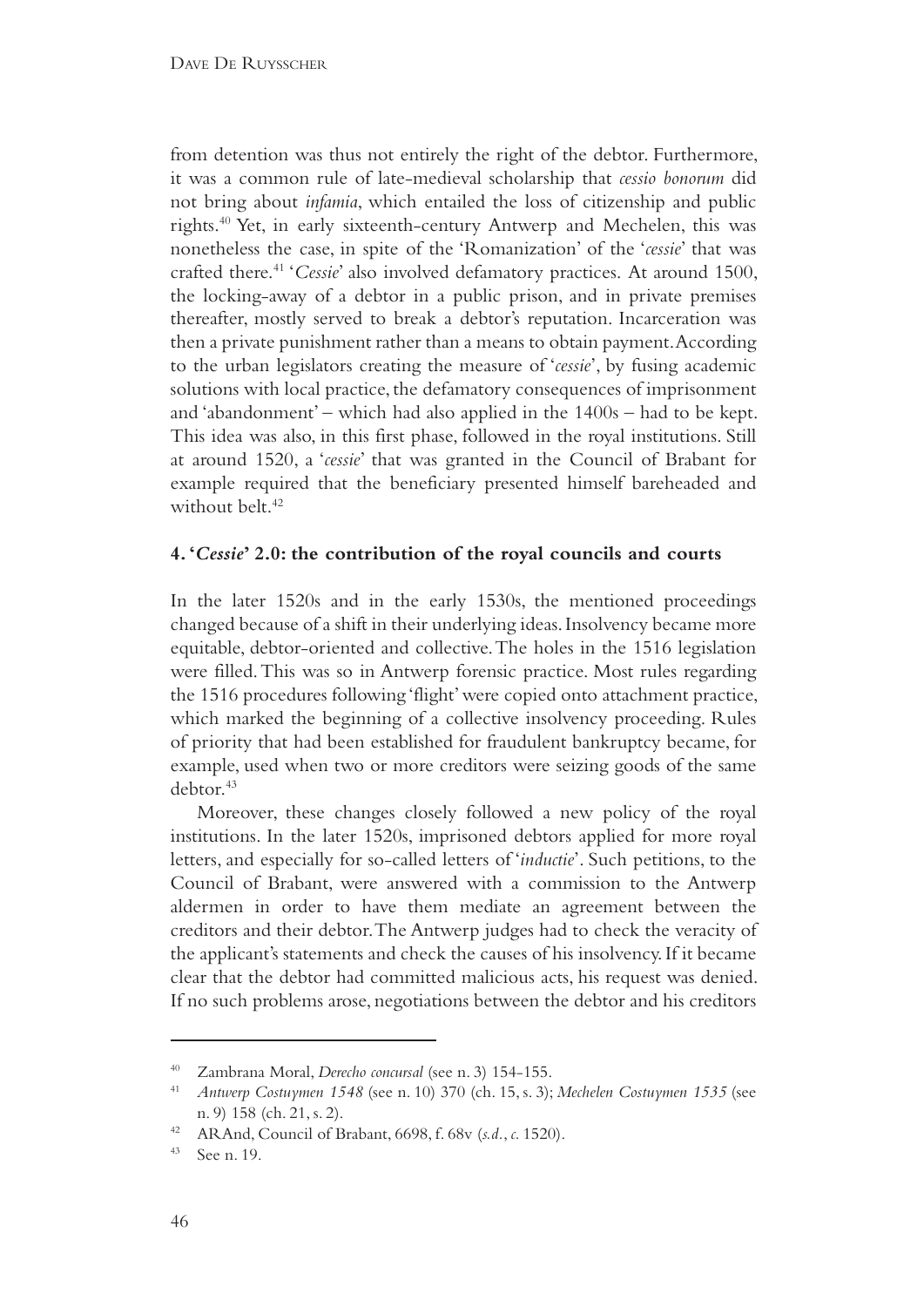from detention was thus not entirely the right of the debtor. Furthermore, it was a common rule of late-medieval scholarship that *cessio bonorum* did not bring about *infamia*, which entailed the loss of citizenship and public rights.[40] Yet, in early sixteenth-century Antwerp and Mechelen, this was nonetheless the case, in spite of the 'Romanization' of the '*cessie*' that was crafted there.[41] '*Cessie*' also involved defamatory practices. At around 1500, the locking-away of a debtor in a public prison, and in private premises thereafter, mostly served to break a debtor's reputation. Incarceration was then a private punishment rather than a means to obtain payment. According to the urban legislators creating the measure of '*cessie*', by fusing academic solutions with local practice, the defamatory consequences of imprisonment and 'abandonment' – which had also applied in the 1400s – had to be kept. This idea was also, in this first phase, followed in the royal institutions. Still at around 1520, a '*cessie*' that was granted in the Council of Brabant for example required that the beneficiary presented himself bareheaded and without belt.[42]

## 4. '*Cessie*' 2.0: the contribution of the royal councils and courts

In the later 1520s and in the early 1530s, the mentioned proceedings changed because of a shift in their underlying ideas. Insolvency became more equitable, debtor-oriented and collective. The holes in the 1516 legislation were filled. This was so in Antwerp forensic practice. Most rules regarding the 1516 procedures following 'flight' were copied onto attachment practice, which marked the beginning of a collective insolvency proceeding. Rules of priority that had been established for fraudulent bankruptcy became, for example, used when two or more creditors were seizing goods of the same debtor.[43]

Moreover, these changes closely followed a new policy of the royal institutions. In the later 1520s, imprisoned debtors applied for more royal letters, and especially for so-called letters of '*inductie*'. Such petitions, to the Council of Brabant, were answered with a commission to the Antwerp aldermen in order to have them mediate an agreement between the creditors and their debtor. The Antwerp judges had to check the veracity of the applicant's statements and check the causes of his insolvency. If it became clear that the debtor had committed malicious acts, his request was denied. If no such problems arose, negotiations between the debtor and his creditors

---

[40] Zambrana Moral, *Derecho concursal* (see n. 3) 154-155.

[41] *Antwerp Costuymen 1548* (see n. 10) 370 (ch. 15, s. 3); *Mechelen Costuymen 1535* (see n. 9) 158 (ch. 21, s. 2).

[42] ARAnd, Council of Brabant, 6698, f. 68v (*s.d.*, *c.* 1520).

[43] See n. 19.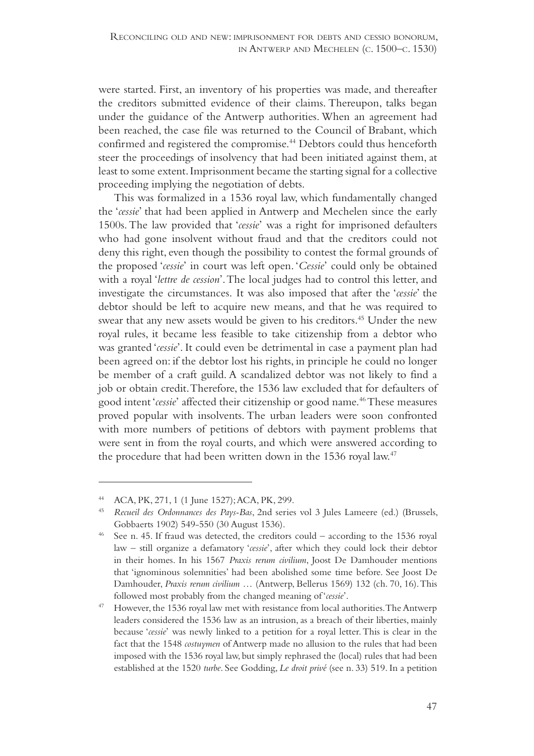were started. First, an inventory of his properties was made, and thereafter the creditors submitted evidence of their claims. Thereupon, talks began under the guidance of the Antwerp authorities. When an agreement had been reached, the case file was returned to the Council of Brabant, which confirmed and registered the compromise.[44] Debtors could thus henceforth steer the proceedings of insolvency that had been initiated against them, at least to some extent. Imprisonment became the starting signal for a collective proceeding implying the negotiation of debts.

This was formalized in a 1536 royal law, which fundamentally changed the '*cessie*' that had been applied in Antwerp and Mechelen since the early 1500s. The law provided that '*cessie*' was a right for imprisoned defaulters who had gone insolvent without fraud and that the creditors could not deny this right, even though the possibility to contest the formal grounds of the proposed '*cessie*' in court was left open. '*Cessie*' could only be obtained with a royal '*lettre de cession*'. The local judges had to control this letter, and investigate the circumstances. It was also imposed that after the '*cessie*' the debtor should be left to acquire new means, and that he was required to swear that any new assets would be given to his creditors.[45] Under the new royal rules, it became less feasible to take citizenship from a debtor who was granted '*cessie*'. It could even be detrimental in case a payment plan had been agreed on: if the debtor lost his rights, in principle he could no longer be member of a craft guild. A scandalized debtor was not likely to find a job or obtain credit. Therefore, the 1536 law excluded that for defaulters of good intent '*cessie*' affected their citizenship or good name.[46] These measures proved popular with insolvents. The urban leaders were soon confronted with more numbers of petitions of debtors with payment problems that were sent in from the royal courts, and which were answered according to the procedure that had been written down in the 1536 royal law.[47]

---

[44] ACA, PK, 271, 1 (1 June 1527); ACA, PK, 299.

[45] *Recueil des Ordonnances des Pays-Bas*, 2nd series vol 3 Jules Lameere (ed.) (Brussels, Gobbaerts 1902) 549-550 (30 August 1536).

[46] See n. 45. If fraud was detected, the creditors could – according to the 1536 royal law – still organize a defamatory '*cessie*', after which they could lock their debtor in their homes. In his 1567 *Praxis rerum civilium*, Joost De Damhouder mentions that 'ignominous solemnities' had been abolished some time before. See Joost De Damhouder, *Praxis rerum civilium* … (Antwerp, Bellerus 1569) 132 (ch. 70, 16). This followed most probably from the changed meaning of '*cessie*'.

[47] However, the 1536 royal law met with resistance from local authorities. The Antwerp leaders considered the 1536 law as an intrusion, as a breach of their liberties, mainly because '*cessie*' was newly linked to a petition for a royal letter. This is clear in the fact that the 1548 *costuymen* of Antwerp made no allusion to the rules that had been imposed with the 1536 royal law, but simply rephrased the (local) rules that had been established at the 1520 *turbe*. See Godding, *Le droit privé* (see n. 33) 519. In a petition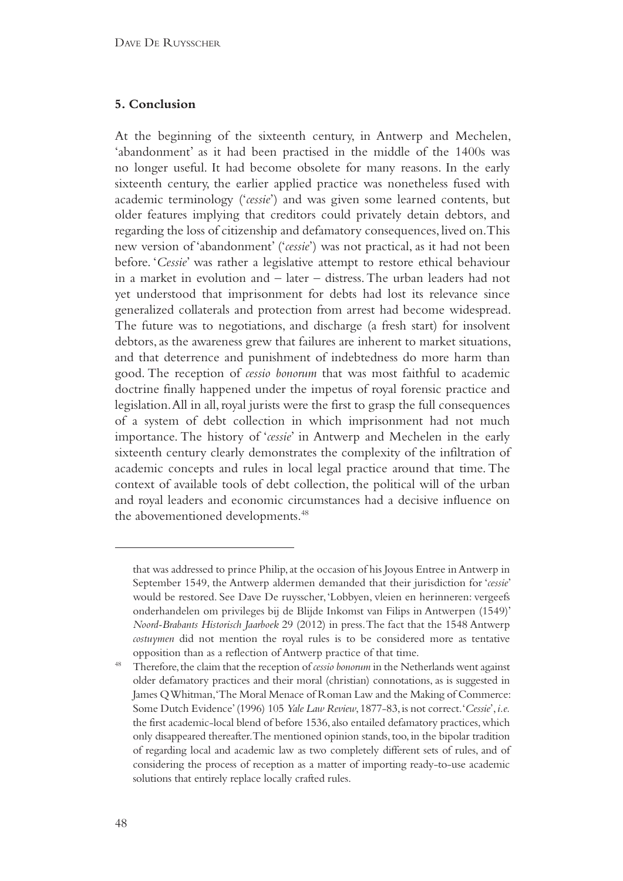## 5. Conclusion

At the beginning of the sixteenth century, in Antwerp and Mechelen, 'abandonment' as it had been practised in the middle of the 1400s was no longer useful. It had become obsolete for many reasons. In the early sixteenth century, the earlier applied practice was nonetheless fused with academic terminology ('*cessie*') and was given some learned contents, but older features implying that creditors could privately detain debtors, and regarding the loss of citizenship and defamatory consequences, lived on. This new version of 'abandonment' ('*cessie*') was not practical, as it had not been before. '*Cessie*' was rather a legislative attempt to restore ethical behaviour in a market in evolution and – later – distress. The urban leaders had not yet understood that imprisonment for debts had lost its relevance since generalized collaterals and protection from arrest had become widespread. The future was to negotiations, and discharge (a fresh start) for insolvent debtors, as the awareness grew that failures are inherent to market situations, and that deterrence and punishment of indebtedness do more harm than good. The reception of *cessio bonorum* that was most faithful to academic doctrine finally happened under the impetus of royal forensic practice and legislation. All in all, royal jurists were the first to grasp the full consequences of a system of debt collection in which imprisonment had not much importance. The history of '*cessie*' in Antwerp and Mechelen in the early sixteenth century clearly demonstrates the complexity of the infiltration of academic concepts and rules in local legal practice around that time. The context of available tools of debt collection, the political will of the urban and royal leaders and economic circumstances had a decisive influence on the abovementioned developments.[48]

---

that was addressed to prince Philip, at the occasion of his Joyous Entree in Antwerp in September 1549, the Antwerp aldermen demanded that their jurisdiction for '*cessie*' would be restored. See Dave De ruysscher, 'Lobbyen, vleien en herinneren: vergeefs onderhandelen om privileges bij de Blijde Inkomst van Filips in Antwerpen (1549)' *Noord-Brabants Historisch Jaarboek* 29 (2012) in press. The fact that the 1548 Antwerp *costuymen* did not mention the royal rules is to be considered more as tentative opposition than as a reflection of Antwerp practice of that time.

[48] Therefore, the claim that the reception of *cessio bonorum* in the Netherlands went against older defamatory practices and their moral (christian) connotations, as is suggested in James Q Whitman, 'The Moral Menace of Roman Law and the Making of Commerce: Some Dutch Evidence' (1996) 105 *Yale Law Review*, 1877-83, is not correct. '*Cessie*', *i.e.* the first academic-local blend of before 1536, also entailed defamatory practices, which only disappeared thereafter. The mentioned opinion stands, too, in the bipolar tradition of regarding local and academic law as two completely different sets of rules, and of considering the process of reception as a matter of importing ready-to-use academic solutions that entirely replace locally crafted rules.